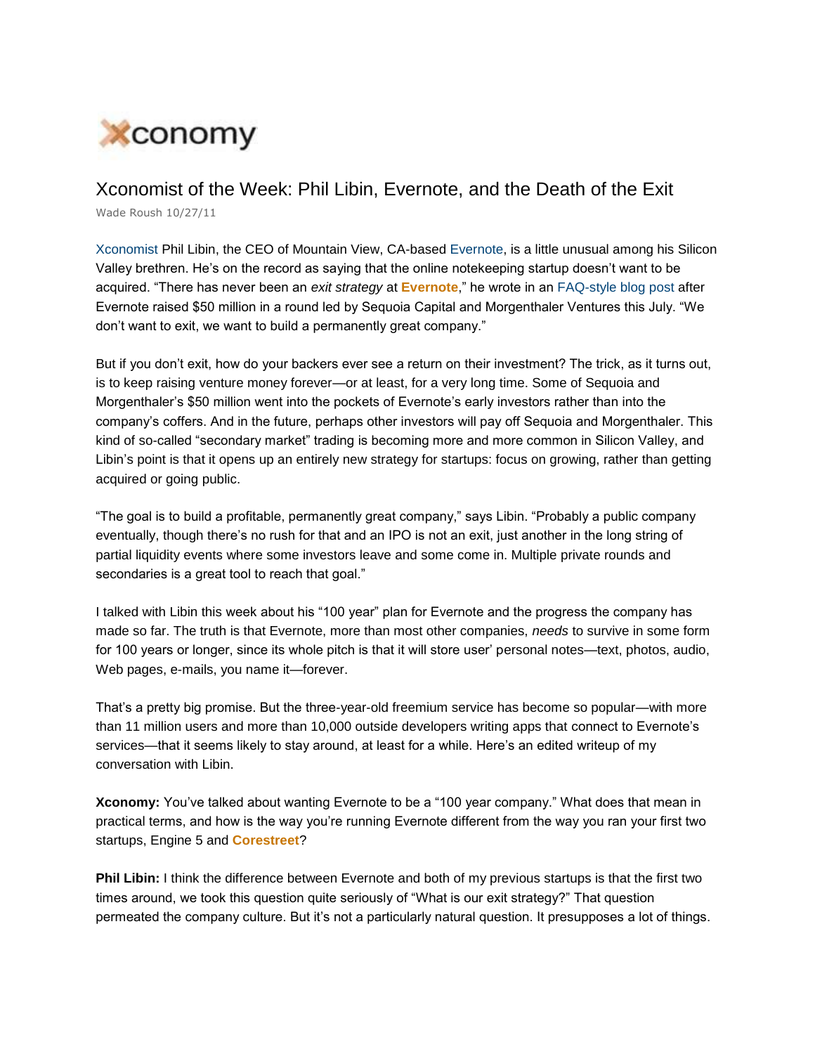Xconomy

# Xconomist of the Week: Phil Libin, Evernote, and the Death of the Exit

Wade Roush 10/27/11

Xconomist Phil Libin, the CEO of Mountain View, CA-based Evernote, is a little unusual among his Silicon Valley brethren. He's on the record as saying that the online notekeeping startup doesn't want to be acquired. "There has never been an *exit strategy* at **Evernote**," he wrote in an FAQ-style blog post after Evernote raised $50 million in a round led by Sequoia Capital and Morgenthaler Ventures this July. "We don't want to exit, we want to build a permanently great company."

But if you don't exit, how do your backers ever see a return on their investment? The trick, as it turns out, is to keep raising venture money forever—or at least, for a very long time. Some of Sequoia and Morgenthaler's $50 million went into the pockets of Evernote's early investors rather than into the company's coffers. And in the future, perhaps other investors will pay off Sequoia and Morgenthaler. This kind of so-called "secondary market" trading is becoming more and more common in Silicon Valley, and Libin's point is that it opens up an entirely new strategy for startups: focus on growing, rather than getting acquired or going public.

"The goal is to build a profitable, permanently great company," says Libin. "Probably a public company eventually, though there's no rush for that and an IPO is not an exit, just another in the long string of partial liquidity events where some investors leave and some come in. Multiple private rounds and secondaries is a great tool to reach that goal."

I talked with Libin this week about his "100 year" plan for Evernote and the progress the company has made so far. The truth is that Evernote, more than most other companies, *needs* to survive in some form for 100 years or longer, since its whole pitch is that it will store user' personal notes—text, photos, audio, Web pages, e-mails, you name it—forever.

That's a pretty big promise. But the three-year-old freemium service has become so popular—with more than 11 million users and more than 10,000 outside developers writing apps that connect to Evernote's services—that it seems likely to stay around, at least for a while. Here's an edited writeup of my conversation with Libin.

**Xconomy:** You've talked about wanting Evernote to be a "100 year company." What does that mean in practical terms, and how is the way you're running Evernote different from the way you ran your first two startups, Engine 5 and **Corestreet**?

**Phil Libin:** I think the difference between Evernote and both of my previous startups is that the first two times around, we took this question quite seriously of "What is our exit strategy?" That question permeated the company culture. But it's not a particularly natural question. It presupposes a lot of things.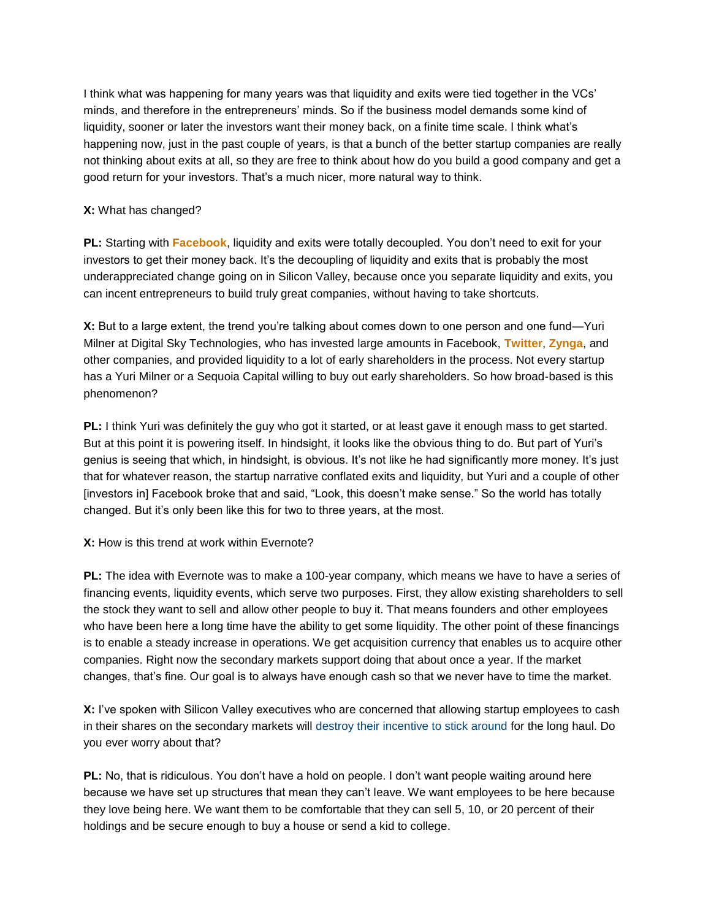I think what was happening for many years was that liquidity and exits were tied together in the VCs' minds, and therefore in the entrepreneurs' minds. So if the business model demands some kind of liquidity, sooner or later the investors want their money back, on a finite time scale. I think what's happening now, just in the past couple of years, is that a bunch of the better startup companies are really not thinking about exits at all, so they are free to think about how do you build a good company and get a good return for your investors. That's a much nicer, more natural way to think.

**X:** What has changed?

**PL:** Starting with **Facebook**, liquidity and exits were totally decoupled. You don't need to exit for your investors to get their money back. It's the decoupling of liquidity and exits that is probably the most underappreciated change going on in Silicon Valley, because once you separate liquidity and exits, you can incent entrepreneurs to build truly great companies, without having to take shortcuts.

**X:** But to a large extent, the trend you're talking about comes down to one person and one fund—Yuri Milner at Digital Sky Technologies, who has invested large amounts in Facebook, **Twitter**, **Zynga**, and other companies, and provided liquidity to a lot of early shareholders in the process. Not every startup has a Yuri Milner or a Sequoia Capital willing to buy out early shareholders. So how broad-based is this phenomenon?

**PL:** I think Yuri was definitely the guy who got it started, or at least gave it enough mass to get started. But at this point it is powering itself. In hindsight, it looks like the obvious thing to do. But part of Yuri's genius is seeing that which, in hindsight, is obvious. It's not like he had significantly more money. It's just that for whatever reason, the startup narrative conflated exits and liquidity, but Yuri and a couple of other [investors in] Facebook broke that and said, "Look, this doesn't make sense." So the world has totally changed. But it's only been like this for two to three years, at the most.

**X:** How is this trend at work within Evernote?

**PL:** The idea with Evernote was to make a 100-year company, which means we have to have a series of financing events, liquidity events, which serve two purposes. First, they allow existing shareholders to sell the stock they want to sell and allow other people to buy it. That means founders and other employees who have been here a long time have the ability to get some liquidity. The other point of these financings is to enable a steady increase in operations. We get acquisition currency that enables us to acquire other companies. Right now the secondary markets support doing that about once a year. If the market changes, that's fine. Our goal is to always have enough cash so that we never have to time the market.

**X:** I've spoken with Silicon Valley executives who are concerned that allowing startup employees to cash in their shares on the secondary markets will destroy their incentive to stick around for the long haul. Do you ever worry about that?

**PL:** No, that is ridiculous. You don't have a hold on people. I don't want people waiting around here because we have set up structures that mean they can't leave. We want employees to be here because they love being here. We want them to be comfortable that they can sell 5, 10, or 20 percent of their holdings and be secure enough to buy a house or send a kid to college.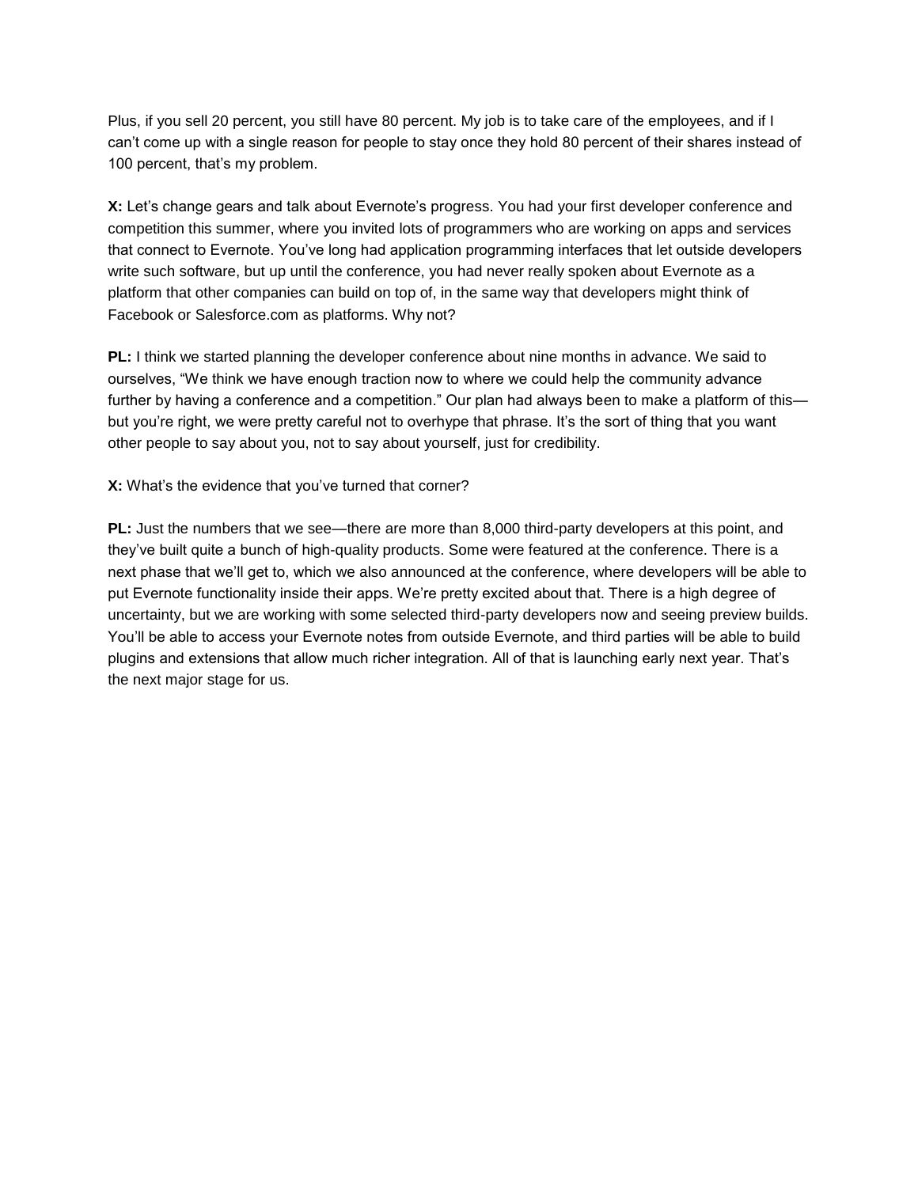Plus, if you sell 20 percent, you still have 80 percent. My job is to take care of the employees, and if I can't come up with a single reason for people to stay once they hold 80 percent of their shares instead of 100 percent, that's my problem.

**X:** Let's change gears and talk about Evernote's progress. You had your first developer conference and competition this summer, where you invited lots of programmers who are working on apps and services that connect to Evernote. You've long had application programming interfaces that let outside developers write such software, but up until the conference, you had never really spoken about Evernote as a platform that other companies can build on top of, in the same way that developers might think of Facebook or Salesforce.com as platforms. Why not?

**PL:** I think we started planning the developer conference about nine months in advance. We said to ourselves, "We think we have enough traction now to where we could help the community advance further by having a conference and a competition." Our plan had always been to make a platform of this—but you're right, we were pretty careful not to overhype that phrase. It's the sort of thing that you want other people to say about you, not to say about yourself, just for credibility.

**X:** What's the evidence that you've turned that corner?

**PL:** Just the numbers that we see—there are more than 8,000 third-party developers at this point, and they've built quite a bunch of high-quality products. Some were featured at the conference. There is a next phase that we'll get to, which we also announced at the conference, where developers will be able to put Evernote functionality inside their apps. We're pretty excited about that. There is a high degree of uncertainty, but we are working with some selected third-party developers now and seeing preview builds. You'll be able to access your Evernote notes from outside Evernote, and third parties will be able to build plugins and extensions that allow much richer integration. All of that is launching early next year. That's the next major stage for us.